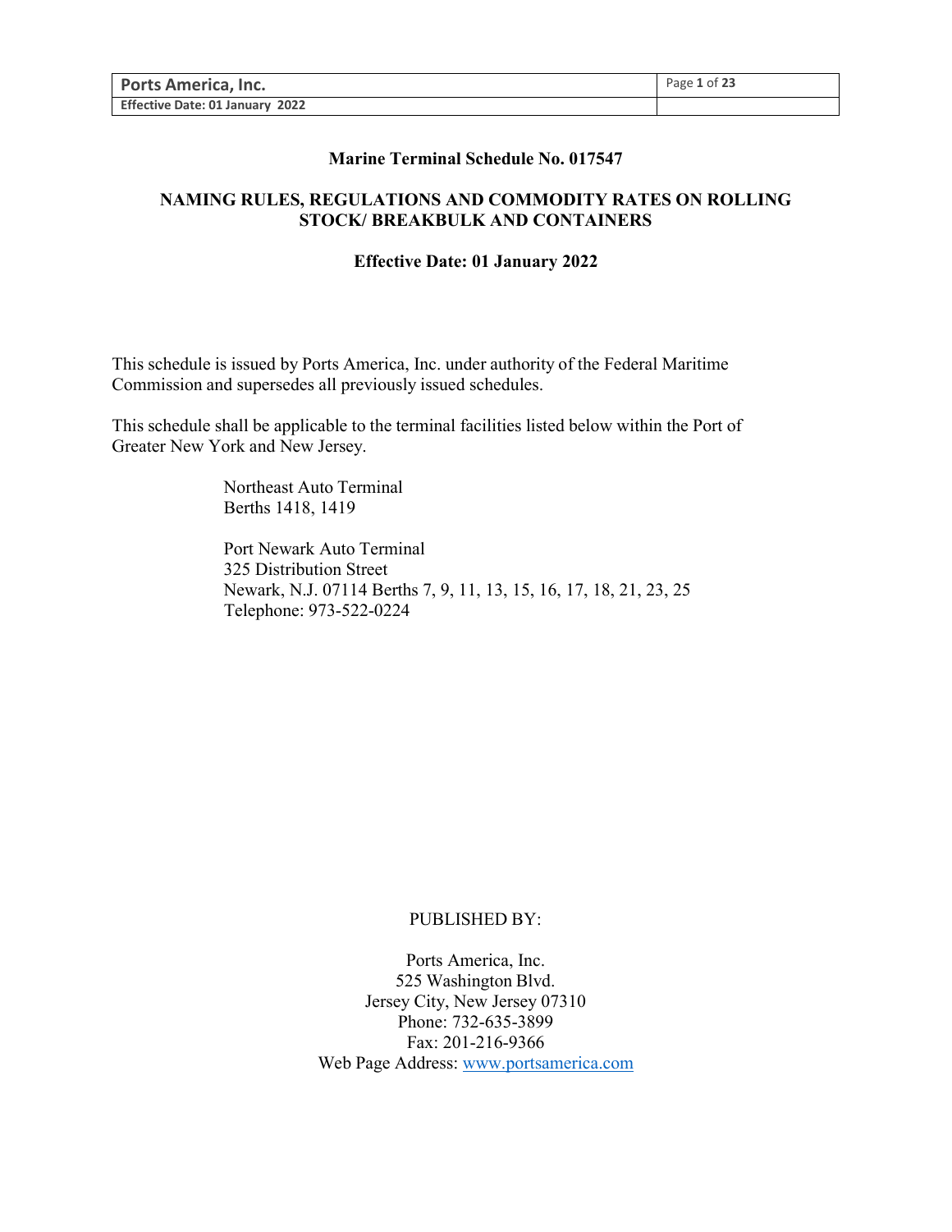# Marine Terminal Schedule No. 017547

## NAMING RULES, REGULATIONS AND COMMODITY RATES ON ROLLING STOCK/ BREAKBULK AND CONTAINERS

**Effective Date: 01 January 2022**

This schedule is issued by Ports America, Inc. under authority of the Federal Maritime Commission and supersedes all previously issued schedules.

This schedule shall be applicable to the terminal facilities listed below within the Port of Greater New York and New Jersey.

Northeast Auto Terminal
Berths 1418, 1419

Port Newark Auto Terminal
325 Distribution Street
Newark, N.J. 07114 Berths 7, 9, 11, 13, 15, 16, 17, 18, 21, 23, 25
Telephone: 973-522-0224

PUBLISHED BY:

Ports America, Inc.
525 Washington Blvd.
Jersey City, New Jersey 07310
Phone: 732-635-3899
Fax: 201-216-9366
Web Page Address: www.portsamerica.com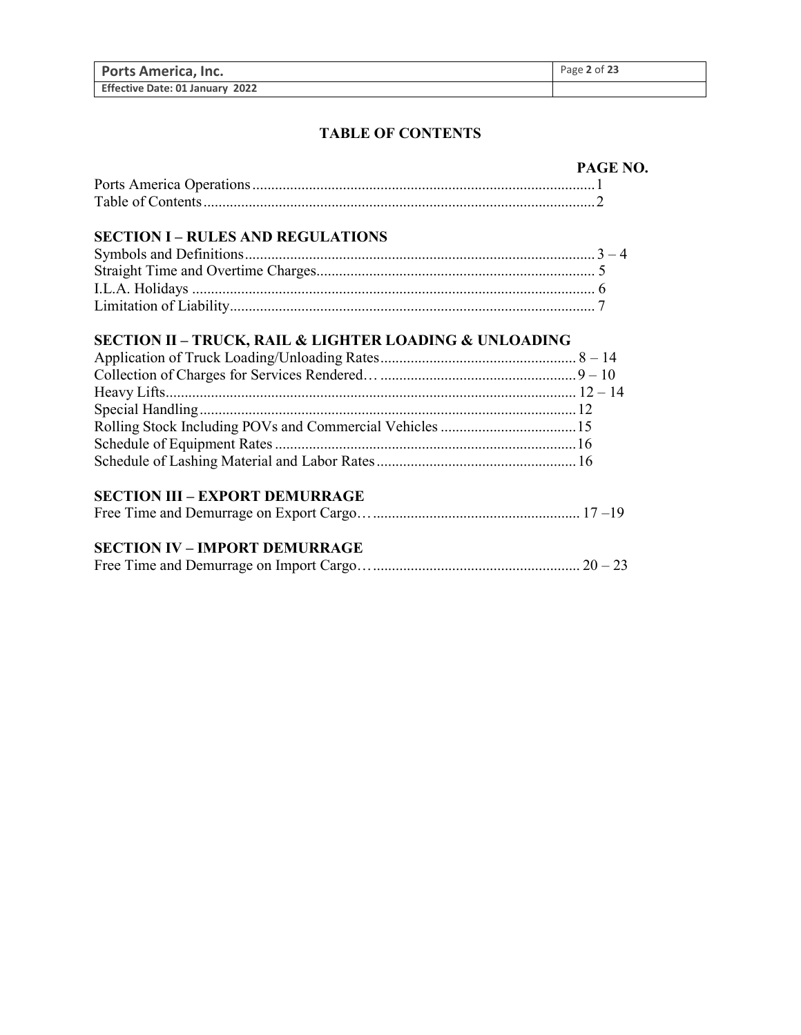# TABLE OF CONTENTS

| | PAGE NO. |
|---|---|
| Ports America Operations | 1 |
| Table of Contents | 2 |

## SECTION I – RULES AND REGULATIONS

| | |
|---|---|
| Symbols and Definitions | 3 – 4 |
| Straight Time and Overtime Charges | 5 |
| I.L.A. Holidays | 6 |
| Limitation of Liability | 7 |

## SECTION II – TRUCK, RAIL & LIGHTER LOADING & UNLOADING

| | |
|---|---|
| Application of Truck Loading/Unloading Rates | 8 – 14 |
| Collection of Charges for Services Rendered… | 9 – 10 |
| Heavy Lifts | 12 – 14 |
| Special Handling | 12 |
| Rolling Stock Including POVs and Commercial Vehicles | 15 |
| Schedule of Equipment Rates | 16 |
| Schedule of Lashing Material and Labor Rates | 16 |

## SECTION III – EXPORT DEMURRAGE

| | |
|---|---|
| Free Time and Demurrage on Export Cargo… | 17 –19 |

## SECTION IV – IMPORT DEMURRAGE

| | |
|---|---|
| Free Time and Demurrage on Import Cargo… | 20 – 23 |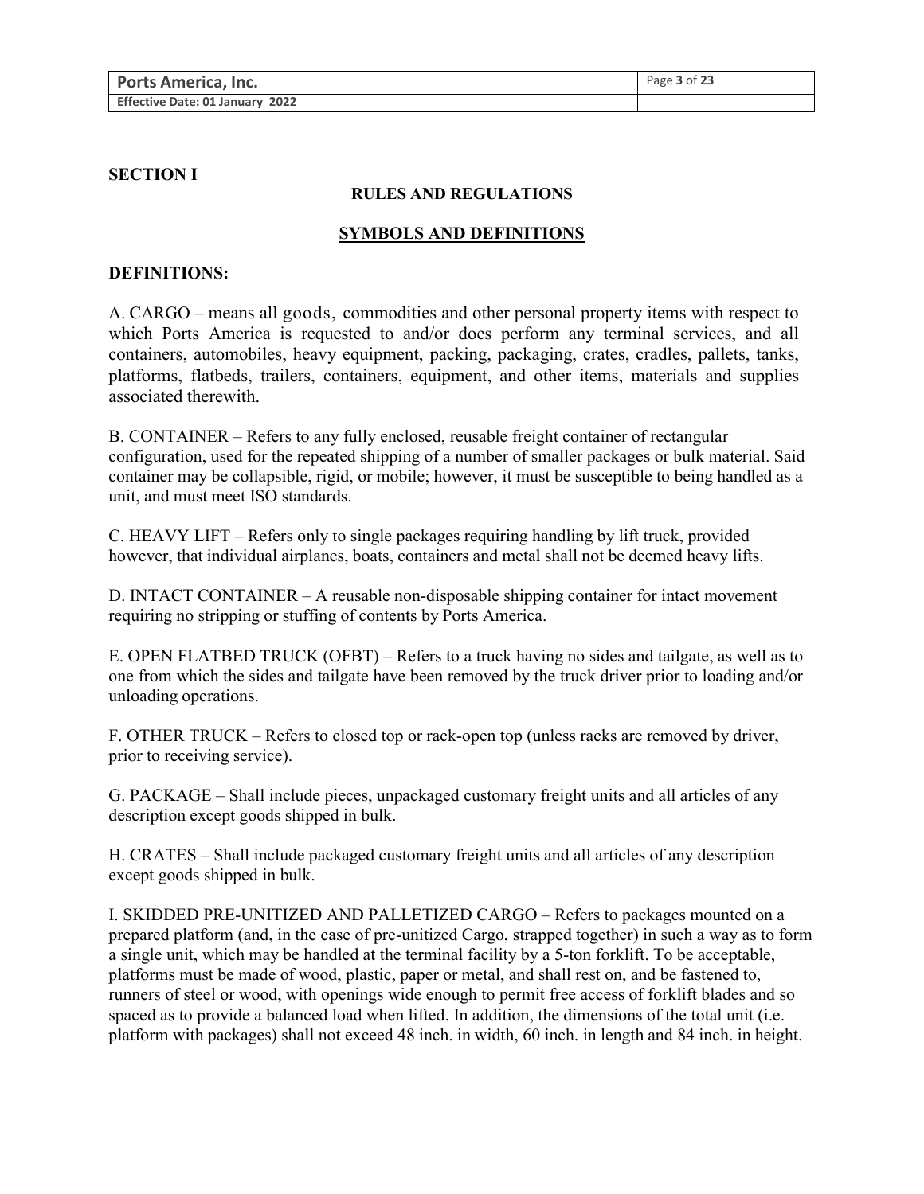## SECTION I

### RULES AND REGULATIONS

### SYMBOLS AND DEFINITIONS

**DEFINITIONS:**

A. CARGO – means all goods, commodities and other personal property items with respect to which Ports America is requested to and/or does perform any terminal services, and all containers, automobiles, heavy equipment, packing, packaging, crates, cradles, pallets, tanks, platforms, flatbeds, trailers, containers, equipment, and other items, materials and supplies associated therewith.

B. CONTAINER – Refers to any fully enclosed, reusable freight container of rectangular configuration, used for the repeated shipping of a number of smaller packages or bulk material. Said container may be collapsible, rigid, or mobile; however, it must be susceptible to being handled as a unit, and must meet ISO standards.

C. HEAVY LIFT – Refers only to single packages requiring handling by lift truck, provided however, that individual airplanes, boats, containers and metal shall not be deemed heavy lifts.

D. INTACT CONTAINER – A reusable non-disposable shipping container for intact movement requiring no stripping or stuffing of contents by Ports America.

E. OPEN FLATBED TRUCK (OFBT) – Refers to a truck having no sides and tailgate, as well as to one from which the sides and tailgate have been removed by the truck driver prior to loading and/or unloading operations.

F. OTHER TRUCK – Refers to closed top or rack-open top (unless racks are removed by driver, prior to receiving service).

G. PACKAGE – Shall include pieces, unpackaged customary freight units and all articles of any description except goods shipped in bulk.

H. CRATES – Shall include packaged customary freight units and all articles of any description except goods shipped in bulk.

I. SKIDDED PRE-UNITIZED AND PALLETIZED CARGO – Refers to packages mounted on a prepared platform (and, in the case of pre-unitized Cargo, strapped together) in such a way as to form a single unit, which may be handled at the terminal facility by a 5-ton forklift. To be acceptable, platforms must be made of wood, plastic, paper or metal, and shall rest on, and be fastened to, runners of steel or wood, with openings wide enough to permit free access of forklift blades and so spaced as to provide a balanced load when lifted. In addition, the dimensions of the total unit (i.e. platform with packages) shall not exceed 48 inch. in width, 60 inch. in length and 84 inch. in height.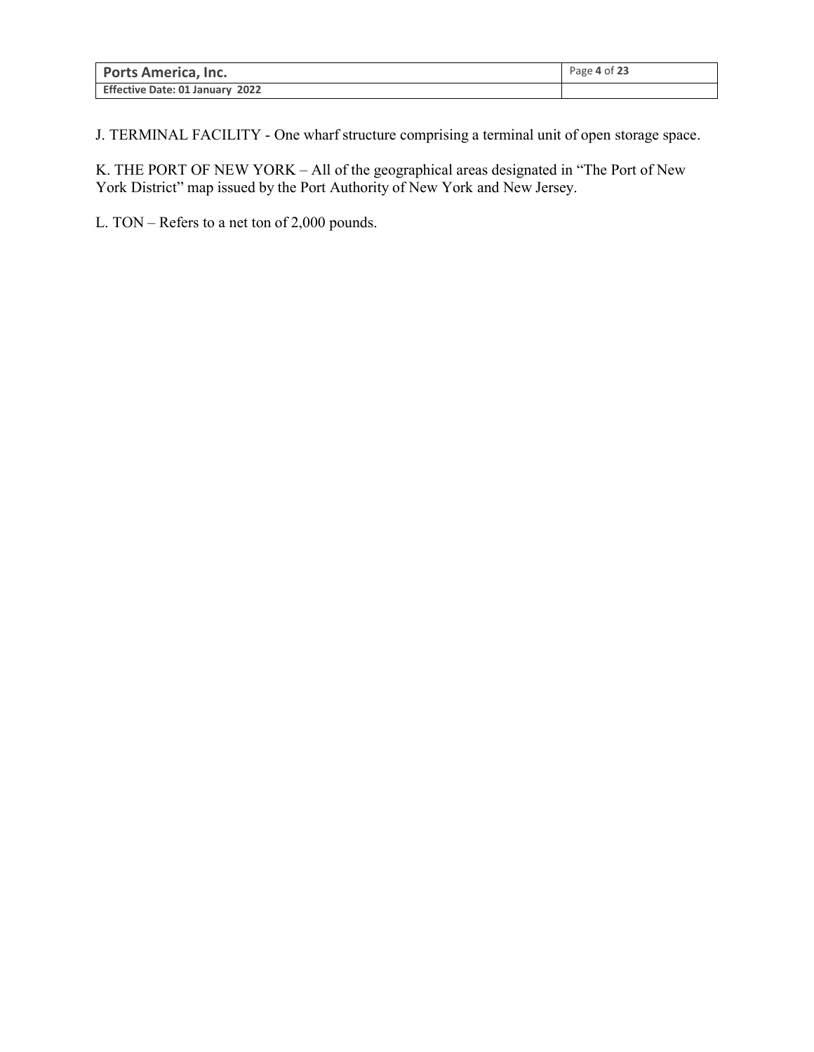J. TERMINAL FACILITY - One wharf structure comprising a terminal unit of open storage space.

K. THE PORT OF NEW YORK – All of the geographical areas designated in “The Port of New York District” map issued by the Port Authority of New York and New Jersey.

L. TON – Refers to a net ton of 2,000 pounds.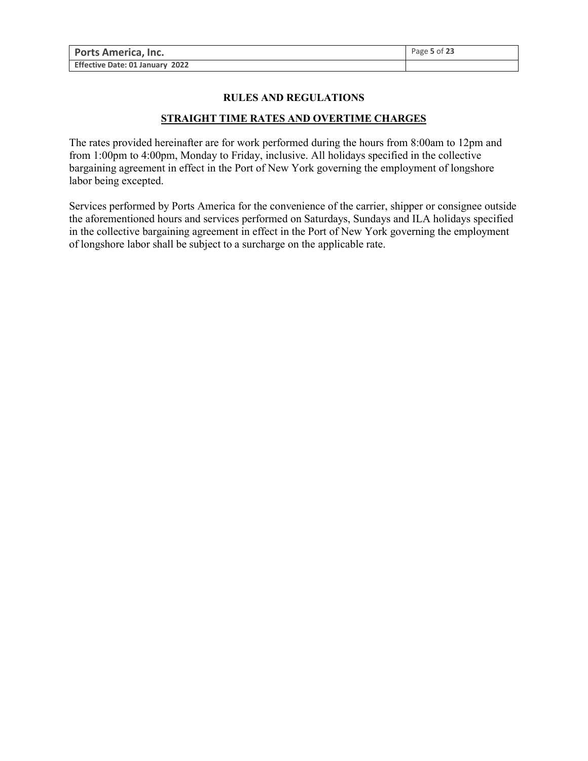## RULES AND REGULATIONS

### STRAIGHT TIME RATES AND OVERTIME CHARGES

The rates provided hereinafter are for work performed during the hours from 8:00am to 12pm and from 1:00pm to 4:00pm, Monday to Friday, inclusive. All holidays specified in the collective bargaining agreement in effect in the Port of New York governing the employment of longshore labor being excepted.

Services performed by Ports America for the convenience of the carrier, shipper or consignee outside the aforementioned hours and services performed on Saturdays, Sundays and ILA holidays specified in the collective bargaining agreement in effect in the Port of New York governing the employment of longshore labor shall be subject to a surcharge on the applicable rate.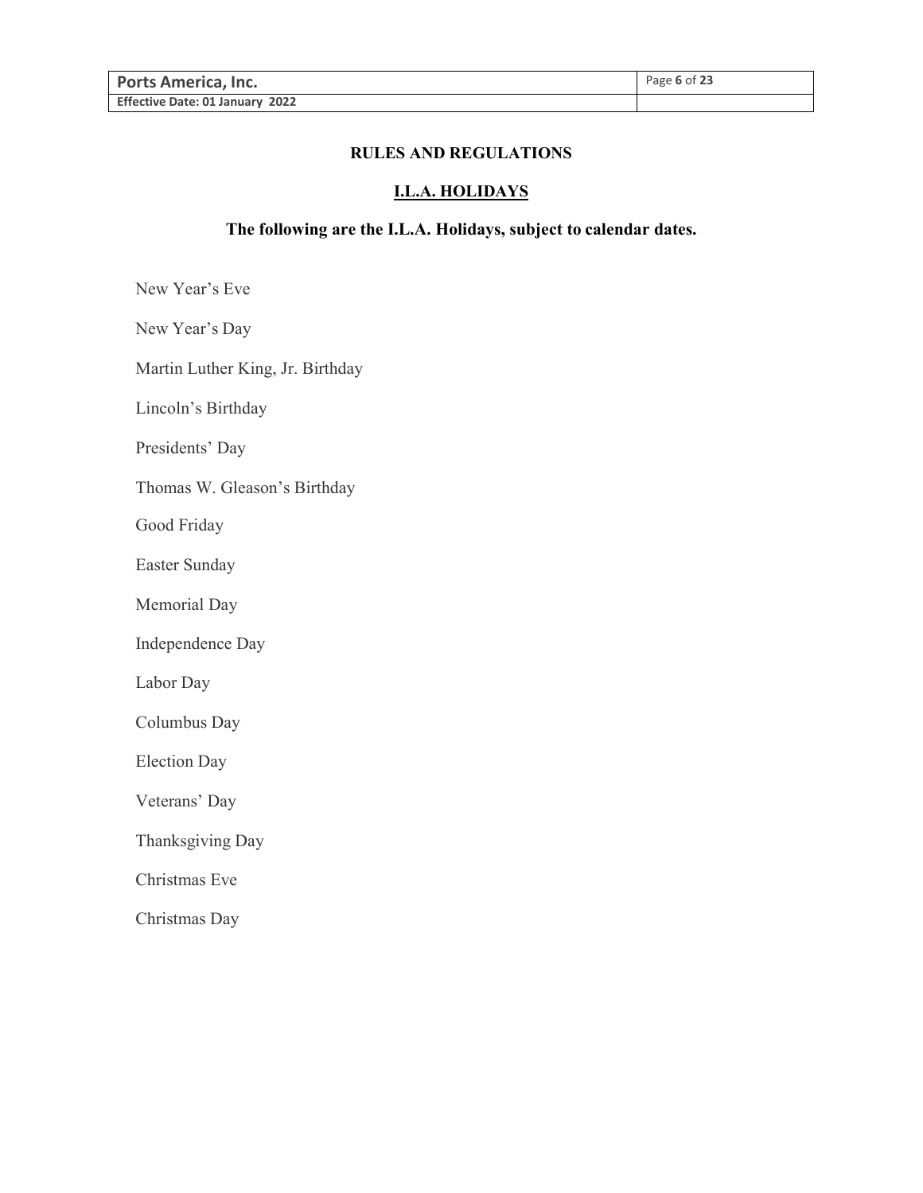## RULES AND REGULATIONS

### I.L.A. HOLIDAYS

**The following are the I.L.A. Holidays, subject to calendar dates.**

New Year's Eve

New Year's Day

Martin Luther King, Jr. Birthday

Lincoln's Birthday

Presidents' Day

Thomas W. Gleason's Birthday

Good Friday

Easter Sunday

Memorial Day

Independence Day

Labor Day

Columbus Day

Election Day

Veterans' Day

Thanksgiving Day

Christmas Eve

Christmas Day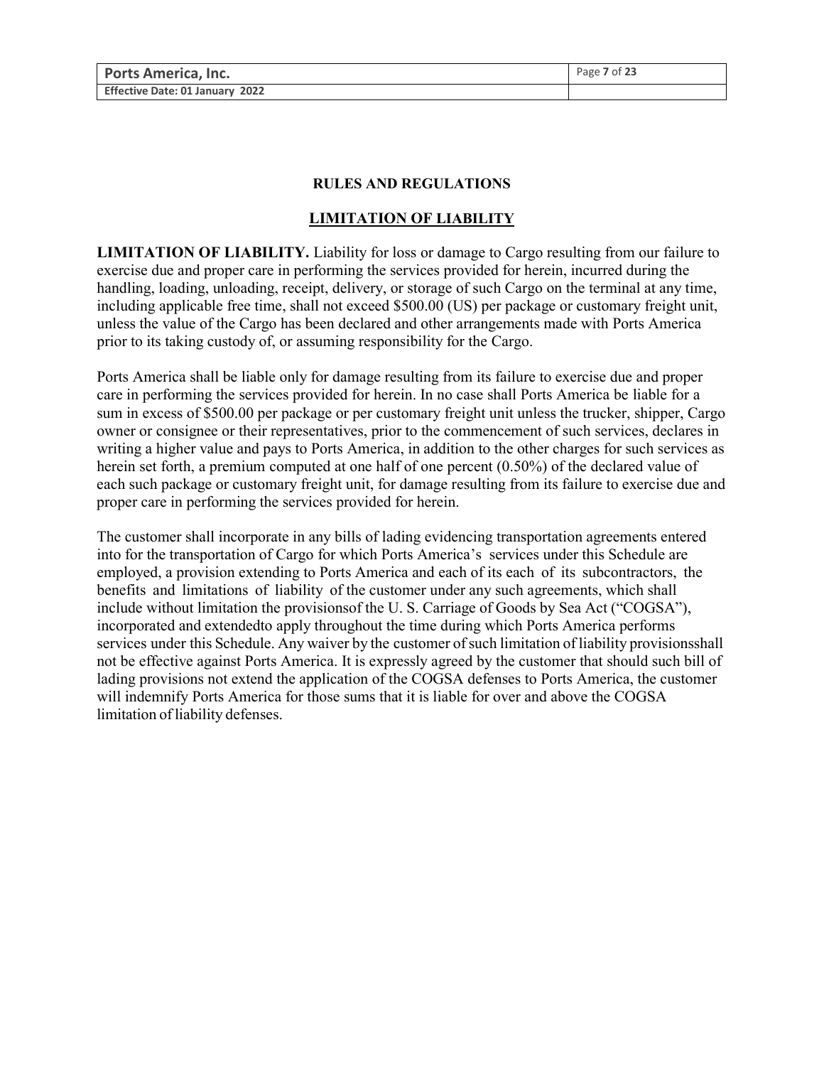## RULES AND REGULATIONS

## LIMITATION OF LIABILITY

**LIMITATION OF LIABILITY.** Liability for loss or damage to Cargo resulting from our failure to exercise due and proper care in performing the services provided for herein, incurred during the handling, loading, unloading, receipt, delivery, or storage of such Cargo on the terminal at any time, including applicable free time, shall not exceed $500.00 (US) per package or customary freight unit, unless the value of the Cargo has been declared and other arrangements made with Ports America prior to its taking custody of, or assuming responsibility for the Cargo.

Ports America shall be liable only for damage resulting from its failure to exercise due and proper care in performing the services provided for herein. In no case shall Ports America be liable for a sum in excess of $500.00 per package or per customary freight unit unless the trucker, shipper, Cargo owner or consignee or their representatives, prior to the commencement of such services, declares in writing a higher value and pays to Ports America, in addition to the other charges for such services as herein set forth, a premium computed at one half of one percent (0.50%) of the declared value of each such package or customary freight unit, for damage resulting from its failure to exercise due and proper care in performing the services provided for herein.

The customer shall incorporate in any bills of lading evidencing transportation agreements entered into for the transportation of Cargo for which Ports America's services under this Schedule are employed, a provision extending to Ports America and each of its each of its subcontractors, the benefits and limitations of liability of the customer under any such agreements, which shall include without limitation the provisionsof the U. S. Carriage of Goods by Sea Act ("COGSA"), incorporated and extendedto apply throughout the time during which Ports America performs services under this Schedule. Any waiver by the customer of such limitation of liability provisionsshall not be effective against Ports America. It is expressly agreed by the customer that should such bill of lading provisions not extend the application of the COGSA defenses to Ports America, the customer will indemnify Ports America for those sums that it is liable for over and above the COGSA limitation of liability defenses.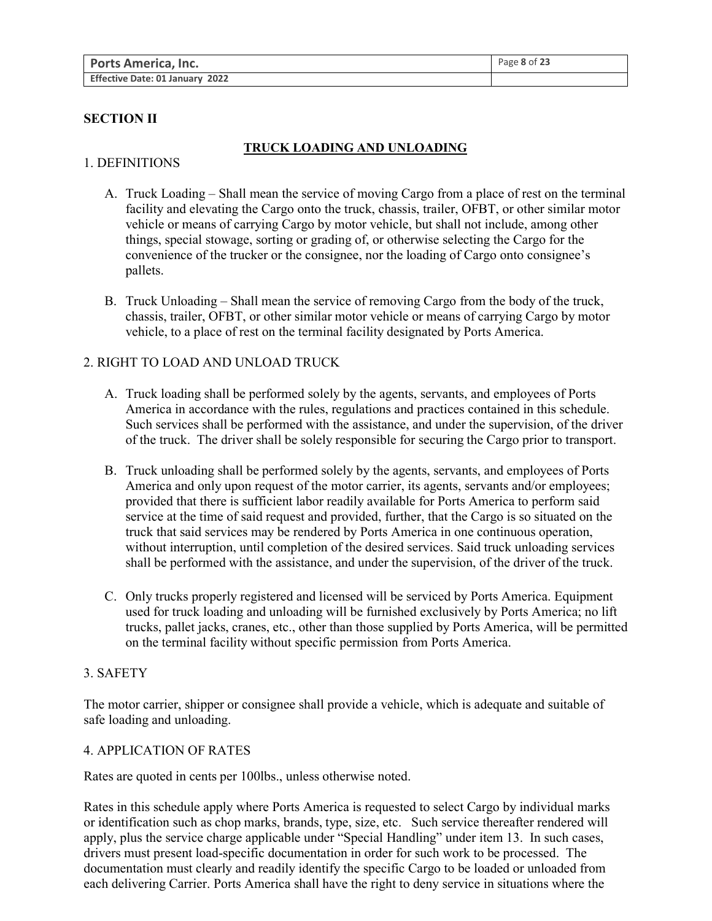## SECTION II

### TRUCK LOADING AND UNLOADING

1. DEFINITIONS

A. Truck Loading – Shall mean the service of moving Cargo from a place of rest on the terminal facility and elevating the Cargo onto the truck, chassis, trailer, OFBT, or other similar motor vehicle or means of carrying Cargo by motor vehicle, but shall not include, among other things, special stowage, sorting or grading of, or otherwise selecting the Cargo for the convenience of the trucker or the consignee, nor the loading of Cargo onto consignee's pallets.

B. Truck Unloading – Shall mean the service of removing Cargo from the body of the truck, chassis, trailer, OFBT, or other similar motor vehicle or means of carrying Cargo by motor vehicle, to a place of rest on the terminal facility designated by Ports America.

2. RIGHT TO LOAD AND UNLOAD TRUCK

A. Truck loading shall be performed solely by the agents, servants, and employees of Ports America in accordance with the rules, regulations and practices contained in this schedule. Such services shall be performed with the assistance, and under the supervision, of the driver of the truck. The driver shall be solely responsible for securing the Cargo prior to transport.

B. Truck unloading shall be performed solely by the agents, servants, and employees of Ports America and only upon request of the motor carrier, its agents, servants and/or employees; provided that there is sufficient labor readily available for Ports America to perform said service at the time of said request and provided, further, that the Cargo is so situated on the truck that said services may be rendered by Ports America in one continuous operation, without interruption, until completion of the desired services. Said truck unloading services shall be performed with the assistance, and under the supervision, of the driver of the truck.

C. Only trucks properly registered and licensed will be serviced by Ports America. Equipment used for truck loading and unloading will be furnished exclusively by Ports America; no lift trucks, pallet jacks, cranes, etc., other than those supplied by Ports America, will be permitted on the terminal facility without specific permission from Ports America.

3. SAFETY

The motor carrier, shipper or consignee shall provide a vehicle, which is adequate and suitable of safe loading and unloading.

4. APPLICATION OF RATES

Rates are quoted in cents per 100lbs., unless otherwise noted.

Rates in this schedule apply where Ports America is requested to select Cargo by individual marks or identification such as chop marks, brands, type, size, etc. Such service thereafter rendered will apply, plus the service charge applicable under "Special Handling" under item 13. In such cases, drivers must present load-specific documentation in order for such work to be processed. The documentation must clearly and readily identify the specific Cargo to be loaded or unloaded from each delivering Carrier. Ports America shall have the right to deny service in situations where the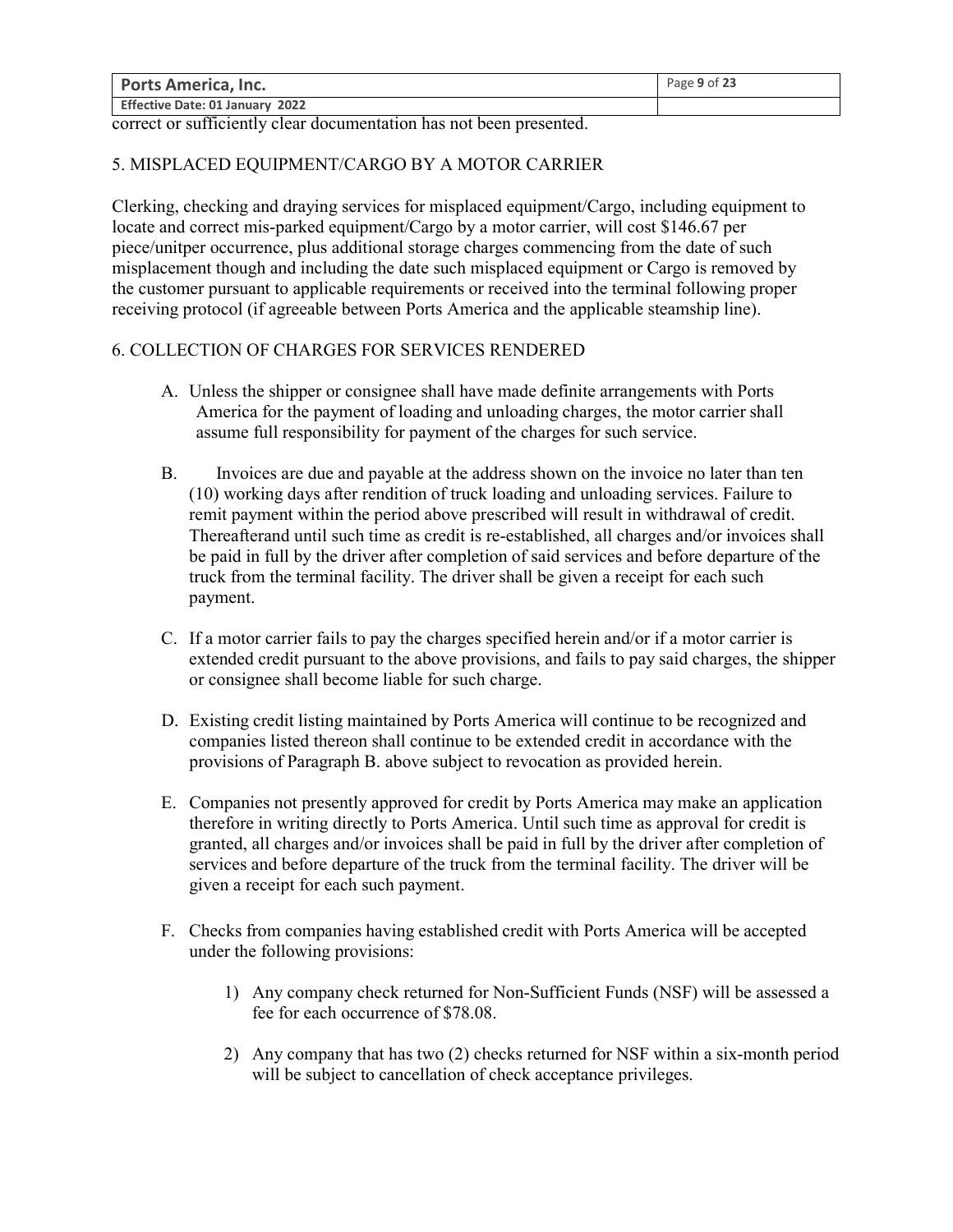correct or sufficiently clear documentation has not been presented.

## 5. MISPLACED EQUIPMENT/CARGO BY A MOTOR CARRIER

Clerking, checking and draying services for misplaced equipment/Cargo, including equipment to locate and correct mis-parked equipment/Cargo by a motor carrier, will cost $146.67 per piece/unitper occurrence, plus additional storage charges commencing from the date of such misplacement though and including the date such misplaced equipment or Cargo is removed by the customer pursuant to applicable requirements or received into the terminal following proper receiving protocol (if agreeable between Ports America and the applicable steamship line).

## 6. COLLECTION OF CHARGES FOR SERVICES RENDERED

A. Unless the shipper or consignee shall have made definite arrangements with Ports America for the payment of loading and unloading charges, the motor carrier shall assume full responsibility for payment of the charges for such service.

B. Invoices are due and payable at the address shown on the invoice no later than ten (10) working days after rendition of truck loading and unloading services. Failure to remit payment within the period above prescribed will result in withdrawal of credit. Thereafterand until such time as credit is re-established, all charges and/or invoices shall be paid in full by the driver after completion of said services and before departure of the truck from the terminal facility. The driver shall be given a receipt for each such payment.

C. If a motor carrier fails to pay the charges specified herein and/or if a motor carrier is extended credit pursuant to the above provisions, and fails to pay said charges, the shipper or consignee shall become liable for such charge.

D. Existing credit listing maintained by Ports America will continue to be recognized and companies listed thereon shall continue to be extended credit in accordance with the provisions of Paragraph B. above subject to revocation as provided herein.

E. Companies not presently approved for credit by Ports America may make an application therefore in writing directly to Ports America. Until such time as approval for credit is granted, all charges and/or invoices shall be paid in full by the driver after completion of services and before departure of the truck from the terminal facility. The driver will be given a receipt for each such payment.

F. Checks from companies having established credit with Ports America will be accepted under the following provisions:

   1) Any company check returned for Non-Sufficient Funds (NSF) will be assessed a fee for each occurrence of $78.08.

   2) Any company that has two (2) checks returned for NSF within a six-month period will be subject to cancellation of check acceptance privileges.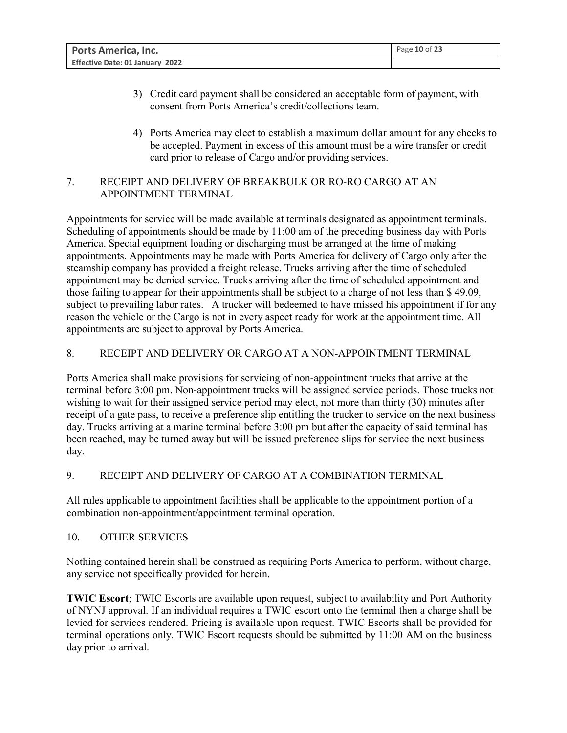3) Credit card payment shall be considered an acceptable form of payment, with consent from Ports America's credit/collections team.

4) Ports America may elect to establish a maximum dollar amount for any checks to be accepted. Payment in excess of this amount must be a wire transfer or credit card prior to release of Cargo and/or providing services.

## 7. RECEIPT AND DELIVERY OF BREAKBULK OR RO-RO CARGO AT AN APPOINTMENT TERMINAL

Appointments for service will be made available at terminals designated as appointment terminals. Scheduling of appointments should be made by 11:00 am of the preceding business day with Ports America. Special equipment loading or discharging must be arranged at the time of making appointments. Appointments may be made with Ports America for delivery of Cargo only after the steamship company has provided a freight release. Trucks arriving after the time of scheduled appointment may be denied service. Trucks arriving after the time of scheduled appointment and those failing to appear for their appointments shall be subject to a charge of not less than $ 49.09, subject to prevailing labor rates. A trucker will bedeemed to have missed his appointment if for any reason the vehicle or the Cargo is not in every aspect ready for work at the appointment time. All appointments are subject to approval by Ports America.

## 8. RECEIPT AND DELIVERY OR CARGO AT A NON-APPOINTMENT TERMINAL

Ports America shall make provisions for servicing of non-appointment trucks that arrive at the terminal before 3:00 pm. Non-appointment trucks will be assigned service periods. Those trucks not wishing to wait for their assigned service period may elect, not more than thirty (30) minutes after receipt of a gate pass, to receive a preference slip entitling the trucker to service on the next business day. Trucks arriving at a marine terminal before 3:00 pm but after the capacity of said terminal has been reached, may be turned away but will be issued preference slips for service the next business day.

## 9. RECEIPT AND DELIVERY OF CARGO AT A COMBINATION TERMINAL

All rules applicable to appointment facilities shall be applicable to the appointment portion of a combination non-appointment/appointment terminal operation.

## 10. OTHER SERVICES

Nothing contained herein shall be construed as requiring Ports America to perform, without charge, any service not specifically provided for herein.

**TWIC Escort**; TWIC Escorts are available upon request, subject to availability and Port Authority of NYNJ approval. If an individual requires a TWIC escort onto the terminal then a charge shall be levied for services rendered. Pricing is available upon request. TWIC Escorts shall be provided for terminal operations only. TWIC Escort requests should be submitted by 11:00 AM on the business day prior to arrival.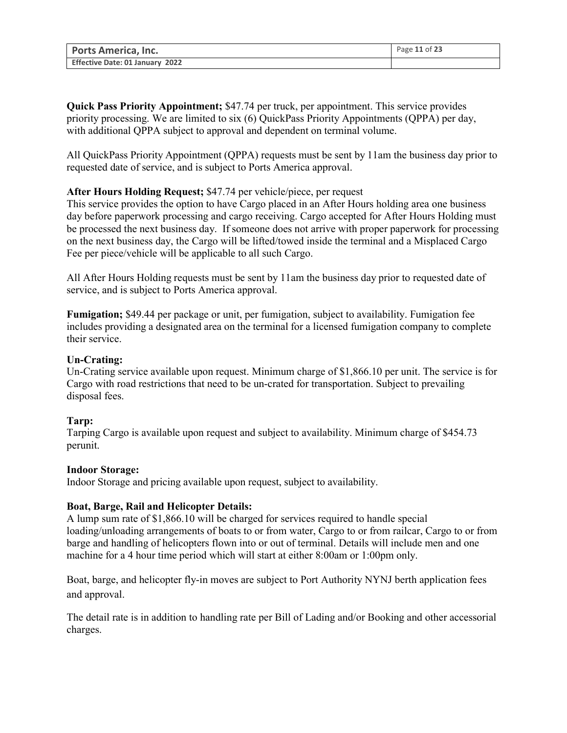**Quick Pass Priority Appointment;** $47.74 per truck, per appointment. This service provides priority processing. We are limited to six (6) QuickPass Priority Appointments (QPPA) per day, with additional QPPA subject to approval and dependent on terminal volume.

All QuickPass Priority Appointment (QPPA) requests must be sent by 11am the business day prior to requested date of service, and is subject to Ports America approval.

**After Hours Holding Request;** $47.74 per vehicle/piece, per request
This service provides the option to have Cargo placed in an After Hours holding area one business day before paperwork processing and cargo receiving. Cargo accepted for After Hours Holding must be processed the next business day. If someone does not arrive with proper paperwork for processing on the next business day, the Cargo will be lifted/towed inside the terminal and a Misplaced Cargo Fee per piece/vehicle will be applicable to all such Cargo.

All After Hours Holding requests must be sent by 11am the business day prior to requested date of service, and is subject to Ports America approval.

**Fumigation;** $49.44 per package or unit, per fumigation, subject to availability. Fumigation fee includes providing a designated area on the terminal for a licensed fumigation company to complete their service.

**Un-Crating:**
Un-Crating service available upon request. Minimum charge of $1,866.10 per unit. The service is for Cargo with road restrictions that need to be un-crated for transportation. Subject to prevailing disposal fees.

**Tarp:**
Tarping Cargo is available upon request and subject to availability. Minimum charge of $454.73 perunit.

**Indoor Storage:**
Indoor Storage and pricing available upon request, subject to availability.

**Boat, Barge, Rail and Helicopter Details:**
A lump sum rate of $1,866.10 will be charged for services required to handle special loading/unloading arrangements of boats to or from water, Cargo to or from railcar, Cargo to or from barge and handling of helicopters flown into or out of terminal. Details will include men and one machine for a 4 hour time period which will start at either 8:00am or 1:00pm only.

Boat, barge, and helicopter fly-in moves are subject to Port Authority NYNJ berth application fees and approval.

The detail rate is in addition to handling rate per Bill of Lading and/or Booking and other accessorial charges.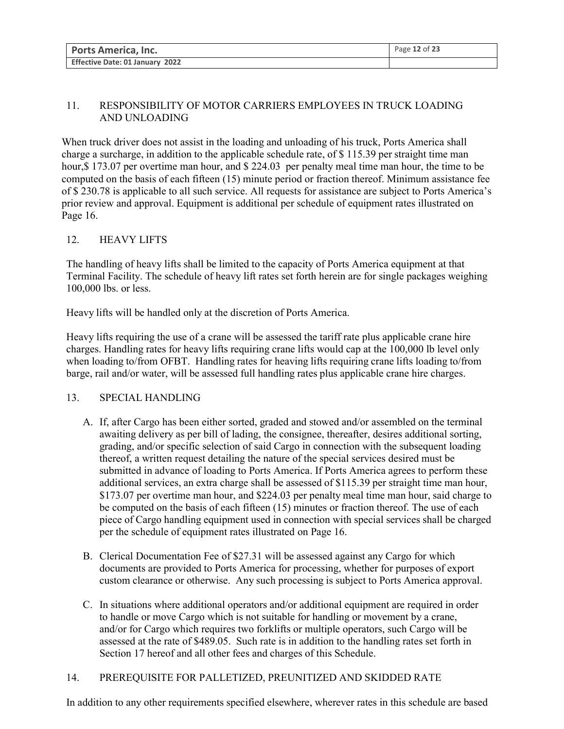## 11. RESPONSIBILITY OF MOTOR CARRIERS EMPLOYEES IN TRUCK LOADING AND UNLOADING

When truck driver does not assist in the loading and unloading of his truck, Ports America shall charge a surcharge, in addition to the applicable schedule rate, of $ 115.39 per straight time man hour,$ 173.07 per overtime man hour, and $ 224.03 per penalty meal time man hour, the time to be computed on the basis of each fifteen (15) minute period or fraction thereof. Minimum assistance fee of $ 230.78 is applicable to all such service. All requests for assistance are subject to Ports America's prior review and approval. Equipment is additional per schedule of equipment rates illustrated on Page 16.

## 12. HEAVY LIFTS

The handling of heavy lifts shall be limited to the capacity of Ports America equipment at that Terminal Facility. The schedule of heavy lift rates set forth herein are for single packages weighing 100,000 lbs. or less.

Heavy lifts will be handled only at the discretion of Ports America.

Heavy lifts requiring the use of a crane will be assessed the tariff rate plus applicable crane hire charges. Handling rates for heavy lifts requiring crane lifts would cap at the 100,000 lb level only when loading to/from OFBT. Handling rates for heaving lifts requiring crane lifts loading to/from barge, rail and/or water, will be assessed full handling rates plus applicable crane hire charges.

## 13. SPECIAL HANDLING

A. If, after Cargo has been either sorted, graded and stowed and/or assembled on the terminal awaiting delivery as per bill of lading, the consignee, thereafter, desires additional sorting, grading, and/or specific selection of said Cargo in connection with the subsequent loading thereof, a written request detailing the nature of the special services desired must be submitted in advance of loading to Ports America. If Ports America agrees to perform these additional services, an extra charge shall be assessed of $115.39 per straight time man hour, $173.07 per overtime man hour, and $224.03 per penalty meal time man hour, said charge to be computed on the basis of each fifteen (15) minutes or fraction thereof. The use of each piece of Cargo handling equipment used in connection with special services shall be charged per the schedule of equipment rates illustrated on Page 16.

B. Clerical Documentation Fee of $27.31 will be assessed against any Cargo for which documents are provided to Ports America for processing, whether for purposes of export custom clearance or otherwise. Any such processing is subject to Ports America approval.

C. In situations where additional operators and/or additional equipment are required in order to handle or move Cargo which is not suitable for handling or movement by a crane, and/or for Cargo which requires two forklifts or multiple operators, such Cargo will be assessed at the rate of $489.05. Such rate is in addition to the handling rates set forth in Section 17 hereof and all other fees and charges of this Schedule.

## 14. PREREQUISITE FOR PALLETIZED, PREUNITIZED AND SKIDDED RATE

In addition to any other requirements specified elsewhere, wherever rates in this schedule are based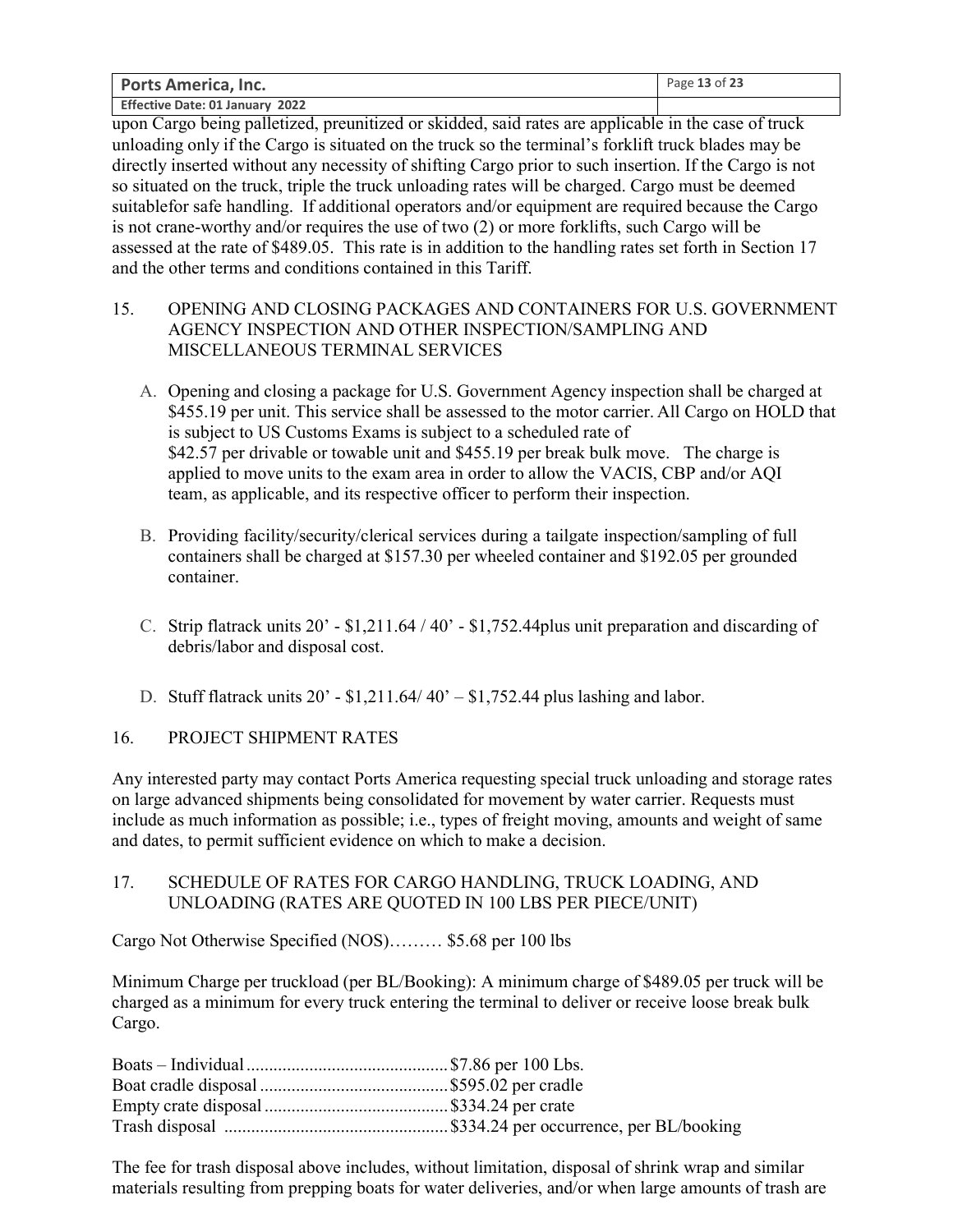upon Cargo being palletized, preunitized or skidded, said rates are applicable in the case of truck unloading only if the Cargo is situated on the truck so the terminal's forklift truck blades may be directly inserted without any necessity of shifting Cargo prior to such insertion. If the Cargo is not so situated on the truck, triple the truck unloading rates will be charged. Cargo must be deemed suitablefor safe handling. If additional operators and/or equipment are required because the Cargo is not crane-worthy and/or requires the use of two (2) or more forklifts, such Cargo will be assessed at the rate of $489.05. This rate is in addition to the handling rates set forth in Section 17 and the other terms and conditions contained in this Tariff.

## 15. OPENING AND CLOSING PACKAGES AND CONTAINERS FOR U.S. GOVERNMENT AGENCY INSPECTION AND OTHER INSPECTION/SAMPLING AND MISCELLANEOUS TERMINAL SERVICES

A. Opening and closing a package for U.S. Government Agency inspection shall be charged at $455.19 per unit. This service shall be assessed to the motor carrier. All Cargo on HOLD that is subject to US Customs Exams is subject to a scheduled rate of $42.57 per drivable or towable unit and $455.19 per break bulk move. The charge is applied to move units to the exam area in order to allow the VACIS, CBP and/or AQI team, as applicable, and its respective officer to perform their inspection.

B. Providing facility/security/clerical services during a tailgate inspection/sampling of full containers shall be charged at $157.30 per wheeled container and $192.05 per grounded container.

C. Strip flatrack units 20' - $1,211.64 / 40' - $1,752.44plus unit preparation and discarding of debris/labor and disposal cost.

D. Stuff flatrack units 20' - $1,211.64/ 40' – $1,752.44 plus lashing and labor.

## 16. PROJECT SHIPMENT RATES

Any interested party may contact Ports America requesting special truck unloading and storage rates on large advanced shipments being consolidated for movement by water carrier. Requests must include as much information as possible; i.e., types of freight moving, amounts and weight of same and dates, to permit sufficient evidence on which to make a decision.

## 17. SCHEDULE OF RATES FOR CARGO HANDLING, TRUCK LOADING, AND UNLOADING (RATES ARE QUOTED IN 100 LBS PER PIECE/UNIT)

Cargo Not Otherwise Specified (NOS)……… $5.68 per 100 lbs

Minimum Charge per truckload (per BL/Booking): A minimum charge of $489.05 per truck will be charged as a minimum for every truck entering the terminal to deliver or receive loose break bulk Cargo.

Boats – Individual ............................................ $7.86 per 100 Lbs.
Boat cradle disposal .......................................... $595.02 per cradle
Empty crate disposal ......................................... $334.24 per crate
Trash disposal .................................................. $334.24 per occurrence, per BL/booking

The fee for trash disposal above includes, without limitation, disposal of shrink wrap and similar materials resulting from prepping boats for water deliveries, and/or when large amounts of trash are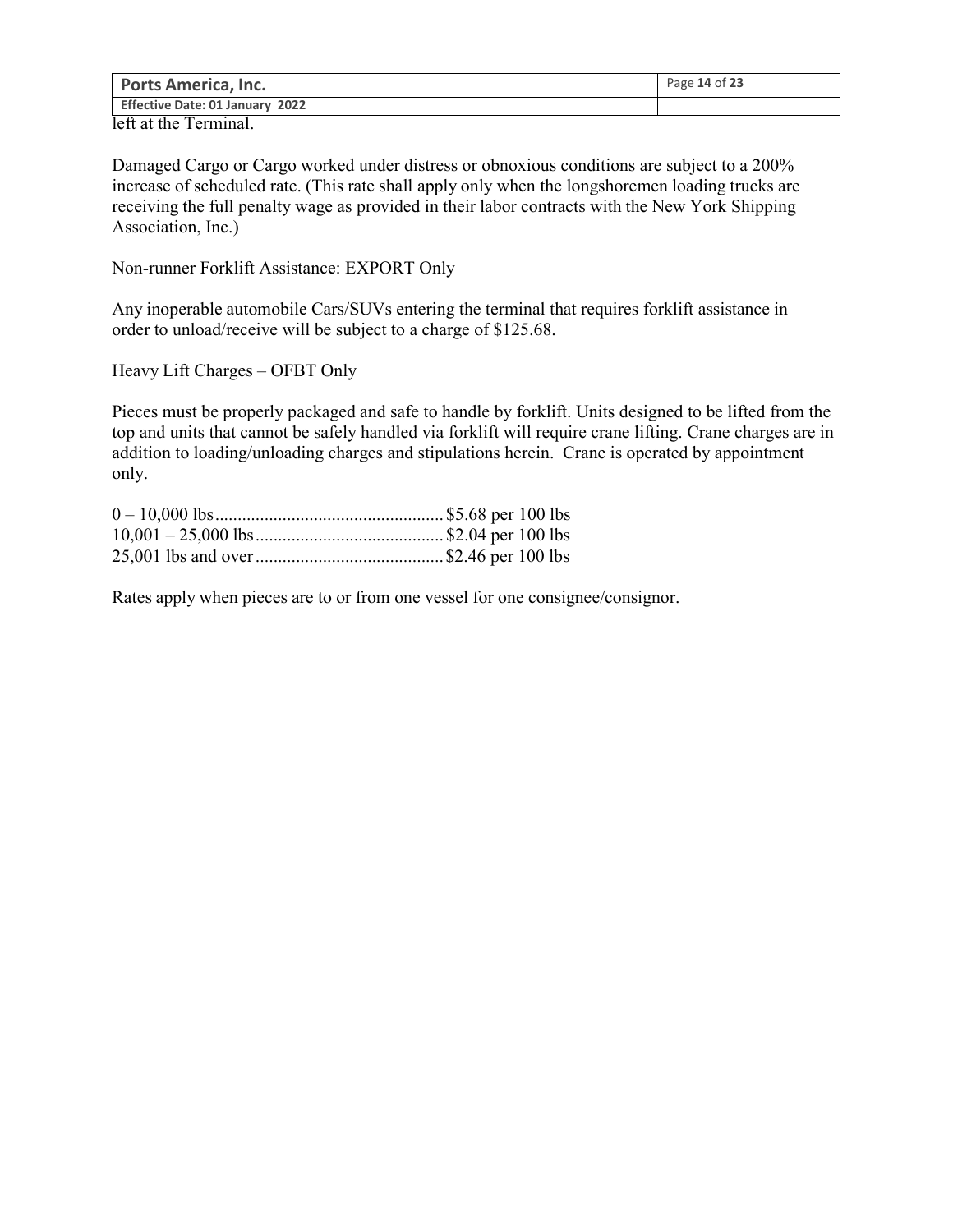left at the Terminal.

Damaged Cargo or Cargo worked under distress or obnoxious conditions are subject to a 200% increase of scheduled rate. (This rate shall apply only when the longshoremen loading trucks are receiving the full penalty wage as provided in their labor contracts with the New York Shipping Association, Inc.)

Non-runner Forklift Assistance: EXPORT Only

Any inoperable automobile Cars/SUVs entering the terminal that requires forklift assistance in order to unload/receive will be subject to a charge of $125.68.

Heavy Lift Charges – OFBT Only

Pieces must be properly packaged and safe to handle by forklift. Units designed to be lifted from the top and units that cannot be safely handled via forklift will require crane lifting. Crane charges are in addition to loading/unloading charges and stipulations herein. Crane is operated by appointment only.

0 – 10,000 lbs .................................................. $5.68 per 100 lbs
10,001 – 25,000 lbs .......................................... $2.04 per 100 lbs
25,001 lbs and over .......................................... $2.46 per 100 lbs

Rates apply when pieces are to or from one vessel for one consignee/consignor.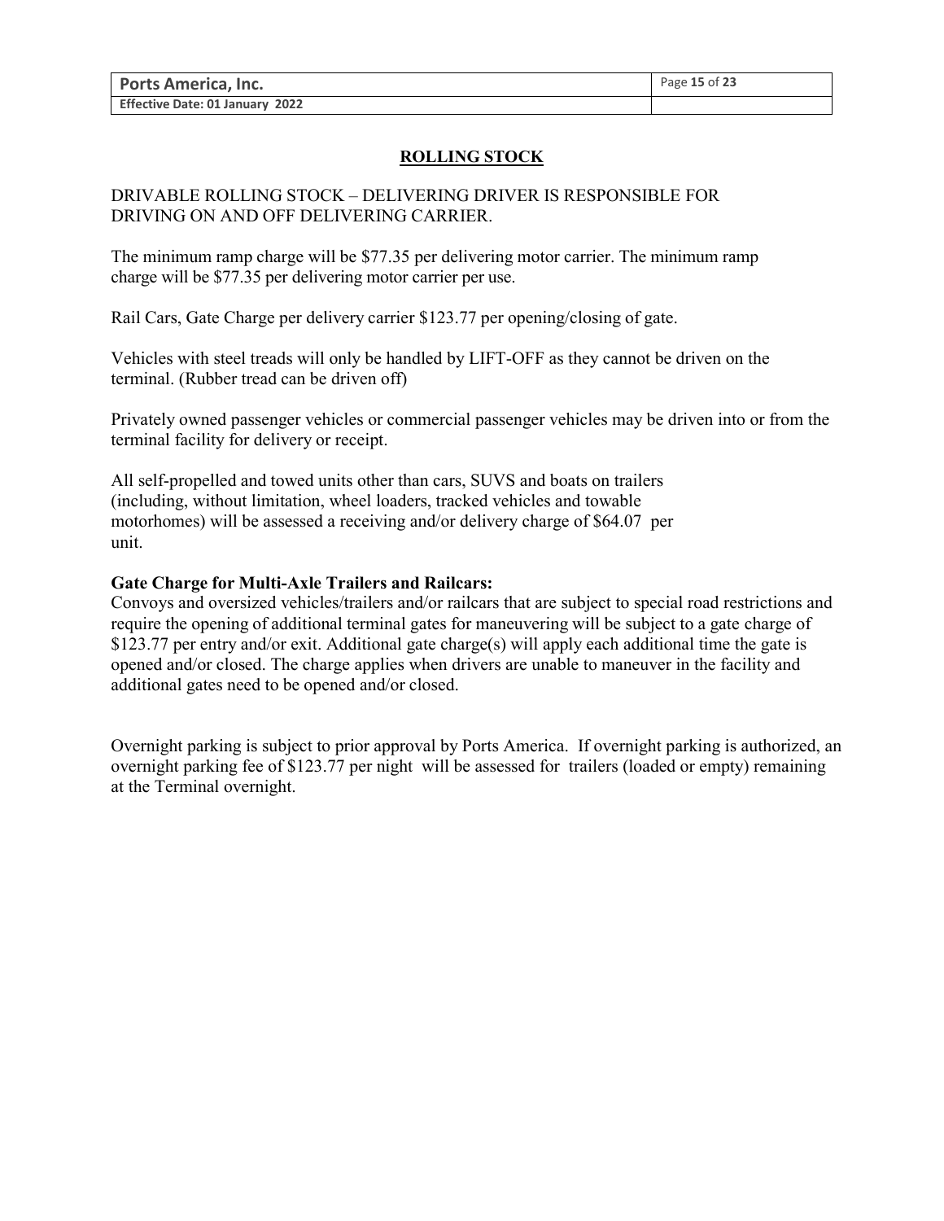## ROLLING STOCK

DRIVABLE ROLLING STOCK – DELIVERING DRIVER IS RESPONSIBLE FOR DRIVING ON AND OFF DELIVERING CARRIER.

The minimum ramp charge will be $77.35 per delivering motor carrier. The minimum ramp charge will be $77.35 per delivering motor carrier per use.

Rail Cars, Gate Charge per delivery carrier $123.77 per opening/closing of gate.

Vehicles with steel treads will only be handled by LIFT-OFF as they cannot be driven on the terminal. (Rubber tread can be driven off)

Privately owned passenger vehicles or commercial passenger vehicles may be driven into or from the terminal facility for delivery or receipt.

All self-propelled and towed units other than cars, SUVS and boats on trailers (including, without limitation, wheel loaders, tracked vehicles and towable motorhomes) will be assessed a receiving and/or delivery charge of $64.07 per unit.

**Gate Charge for Multi-Axle Trailers and Railcars:**
Convoys and oversized vehicles/trailers and/or railcars that are subject to special road restrictions and require the opening of additional terminal gates for maneuvering will be subject to a gate charge of $123.77 per entry and/or exit. Additional gate charge(s) will apply each additional time the gate is opened and/or closed. The charge applies when drivers are unable to maneuver in the facility and additional gates need to be opened and/or closed.

Overnight parking is subject to prior approval by Ports America. If overnight parking is authorized, an overnight parking fee of $123.77 per night will be assessed for trailers (loaded or empty) remaining at the Terminal overnight.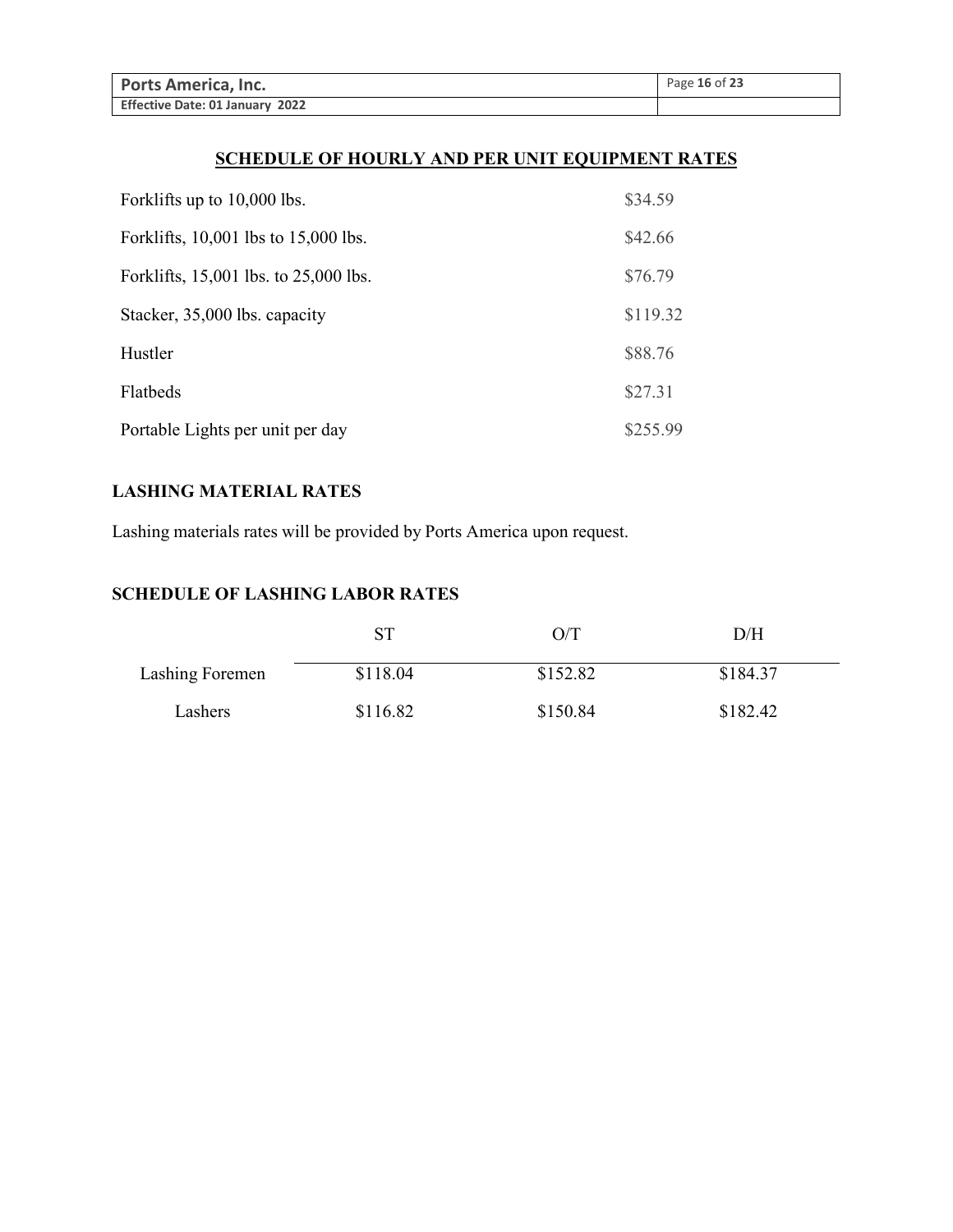## SCHEDULE OF HOURLY AND PER UNIT EQUIPMENT RATES

| | |
|---|---|
| Forklifts up to 10,000 lbs. | $34.59 |
| Forklifts, 10,001 lbs to 15,000 lbs. | $42.66 |
| Forklifts, 15,001 lbs. to 25,000 lbs. | $76.79 |
| Stacker, 35,000 lbs. capacity | $119.32 |
| Hustler | $88.76 |
| Flatbeds | $27.31 |
| Portable Lights per unit per day | $255.99 |

### LASHING MATERIAL RATES

Lashing materials rates will be provided by Ports America upon request.

### SCHEDULE OF LASHING LABOR RATES

| | ST | O/T | D/H |
|---|---|---|---|
| Lashing Foremen | $118.04 | $152.82 | $184.37 |
| Lashers | $116.82 | $150.84 | $182.42 |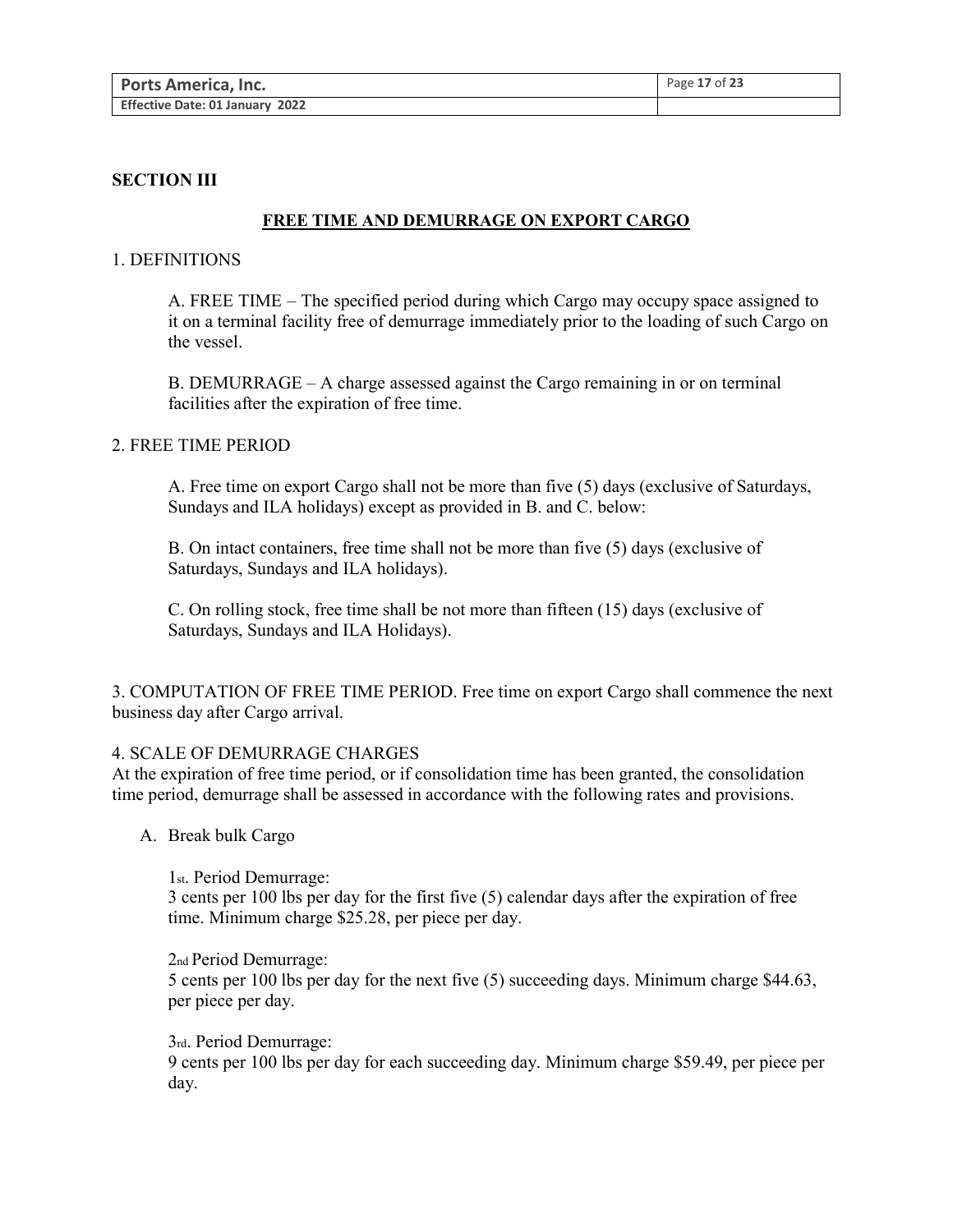## SECTION III

### FREE TIME AND DEMURRAGE ON EXPORT CARGO

1. DEFINITIONS

A. FREE TIME – The specified period during which Cargo may occupy space assigned to it on a terminal facility free of demurrage immediately prior to the loading of such Cargo on the vessel.

B. DEMURRAGE – A charge assessed against the Cargo remaining in or on terminal facilities after the expiration of free time.

2. FREE TIME PERIOD

A. Free time on export Cargo shall not be more than five (5) days (exclusive of Saturdays, Sundays and ILA holidays) except as provided in B. and C. below:

B. On intact containers, free time shall not be more than five (5) days (exclusive of Saturdays, Sundays and ILA holidays).

C. On rolling stock, free time shall be not more than fifteen (15) days (exclusive of Saturdays, Sundays and ILA Holidays).

3. COMPUTATION OF FREE TIME PERIOD. Free time on export Cargo shall commence the next business day after Cargo arrival.

4. SCALE OF DEMURRAGE CHARGES
At the expiration of free time period, or if consolidation time has been granted, the consolidation time period, demurrage shall be assessed in accordance with the following rates and provisions.

A. Break bulk Cargo

1st. Period Demurrage:
3 cents per 100 lbs per day for the first five (5) calendar days after the expiration of free time. Minimum charge $25.28, per piece per day.

2nd Period Demurrage:
5 cents per 100 lbs per day for the next five (5) succeeding days. Minimum charge $44.63, per piece per day.

3rd. Period Demurrage:
9 cents per 100 lbs per day for each succeeding day. Minimum charge $59.49, per piece per day.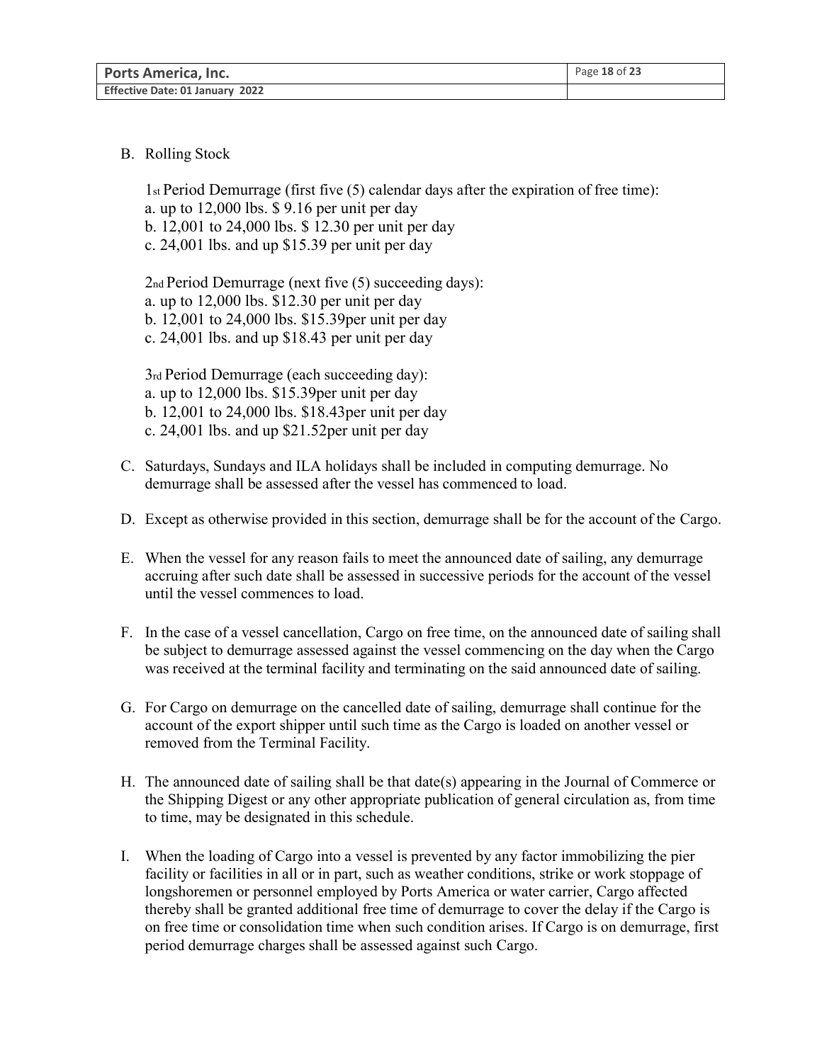B. Rolling Stock

1st Period Demurrage (first five (5) calendar days after the expiration of free time):
a. up to 12,000 lbs. $ 9.16 per unit per day
b. 12,001 to 24,000 lbs. $ 12.30 per unit per day
c. 24,001 lbs. and up $15.39 per unit per day

2nd Period Demurrage (next five (5) succeeding days):
a. up to 12,000 lbs. $12.30 per unit per day
b. 12,001 to 24,000 lbs. $15.39per unit per day
c. 24,001 lbs. and up $18.43 per unit per day

3rd Period Demurrage (each succeeding day):
a. up to 12,000 lbs. $15.39per unit per day
b. 12,001 to 24,000 lbs. $18.43per unit per day
c. 24,001 lbs. and up $21.52per unit per day

C. Saturdays, Sundays and ILA holidays shall be included in computing demurrage. No demurrage shall be assessed after the vessel has commenced to load.

D. Except as otherwise provided in this section, demurrage shall be for the account of the Cargo.

E. When the vessel for any reason fails to meet the announced date of sailing, any demurrage accruing after such date shall be assessed in successive periods for the account of the vessel until the vessel commences to load.

F. In the case of a vessel cancellation, Cargo on free time, on the announced date of sailing shall be subject to demurrage assessed against the vessel commencing on the day when the Cargo was received at the terminal facility and terminating on the said announced date of sailing.

G. For Cargo on demurrage on the cancelled date of sailing, demurrage shall continue for the account of the export shipper until such time as the Cargo is loaded on another vessel or removed from the Terminal Facility.

H. The announced date of sailing shall be that date(s) appearing in the Journal of Commerce or the Shipping Digest or any other appropriate publication of general circulation as, from time to time, may be designated in this schedule.

I. When the loading of Cargo into a vessel is prevented by any factor immobilizing the pier facility or facilities in all or in part, such as weather conditions, strike or work stoppage of longshoremen or personnel employed by Ports America or water carrier, Cargo affected thereby shall be granted additional free time of demurrage to cover the delay if the Cargo is on free time or consolidation time when such condition arises. If Cargo is on demurrage, first period demurrage charges shall be assessed against such Cargo.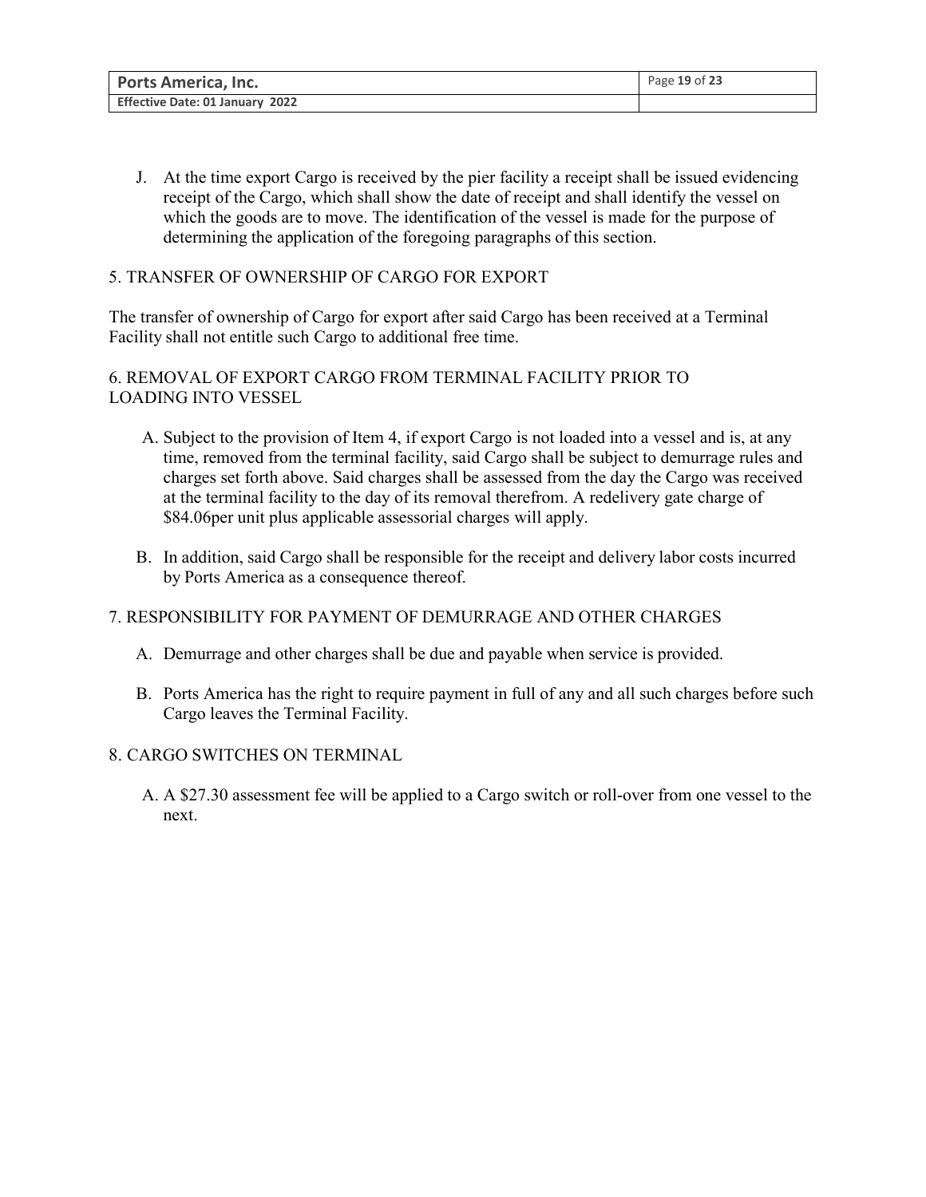J. At the time export Cargo is received by the pier facility a receipt shall be issued evidencing receipt of the Cargo, which shall show the date of receipt and shall identify the vessel on which the goods are to move. The identification of the vessel is made for the purpose of determining the application of the foregoing paragraphs of this section.

## 5. TRANSFER OF OWNERSHIP OF CARGO FOR EXPORT

The transfer of ownership of Cargo for export after said Cargo has been received at a Terminal Facility shall not entitle such Cargo to additional free time.

## 6. REMOVAL OF EXPORT CARGO FROM TERMINAL FACILITY PRIOR TO LOADING INTO VESSEL

A. Subject to the provision of Item 4, if export Cargo is not loaded into a vessel and is, at any time, removed from the terminal facility, said Cargo shall be subject to demurrage rules and charges set forth above. Said charges shall be assessed from the day the Cargo was received at the terminal facility to the day of its removal therefrom. A redelivery gate charge of $84.06per unit plus applicable assessorial charges will apply.

B. In addition, said Cargo shall be responsible for the receipt and delivery labor costs incurred by Ports America as a consequence thereof.

## 7. RESPONSIBILITY FOR PAYMENT OF DEMURRAGE AND OTHER CHARGES

A. Demurrage and other charges shall be due and payable when service is provided.

B. Ports America has the right to require payment in full of any and all such charges before such Cargo leaves the Terminal Facility.

## 8. CARGO SWITCHES ON TERMINAL

A. A $27.30 assessment fee will be applied to a Cargo switch or roll-over from one vessel to the next.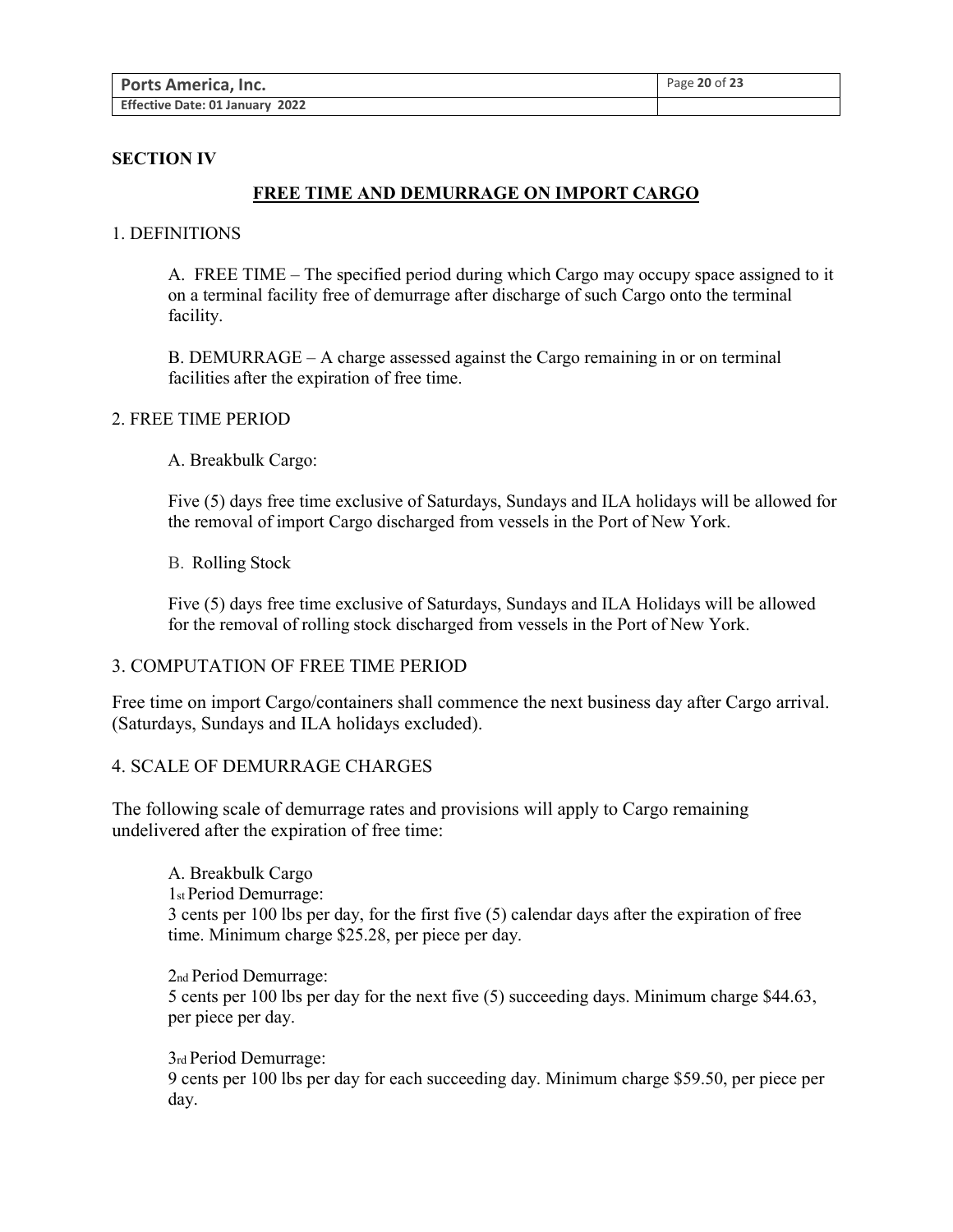## SECTION IV

### FREE TIME AND DEMURRAGE ON IMPORT CARGO

1. DEFINITIONS

A. FREE TIME – The specified period during which Cargo may occupy space assigned to it on a terminal facility free of demurrage after discharge of such Cargo onto the terminal facility.

B. DEMURRAGE – A charge assessed against the Cargo remaining in or on terminal facilities after the expiration of free time.

2. FREE TIME PERIOD

A. Breakbulk Cargo:

Five (5) days free time exclusive of Saturdays, Sundays and ILA holidays will be allowed for the removal of import Cargo discharged from vessels in the Port of New York.

B. Rolling Stock

Five (5) days free time exclusive of Saturdays, Sundays and ILA Holidays will be allowed for the removal of rolling stock discharged from vessels in the Port of New York.

3. COMPUTATION OF FREE TIME PERIOD

Free time on import Cargo/containers shall commence the next business day after Cargo arrival. (Saturdays, Sundays and ILA holidays excluded).

4. SCALE OF DEMURRAGE CHARGES

The following scale of demurrage rates and provisions will apply to Cargo remaining undelivered after the expiration of free time:

A. Breakbulk Cargo
1st Period Demurrage:
3 cents per 100 lbs per day, for the first five (5) calendar days after the expiration of free time. Minimum charge $25.28, per piece per day.

2nd Period Demurrage:
5 cents per 100 lbs per day for the next five (5) succeeding days. Minimum charge $44.63, per piece per day.

3rd Period Demurrage:
9 cents per 100 lbs per day for each succeeding day. Minimum charge $59.50, per piece per day.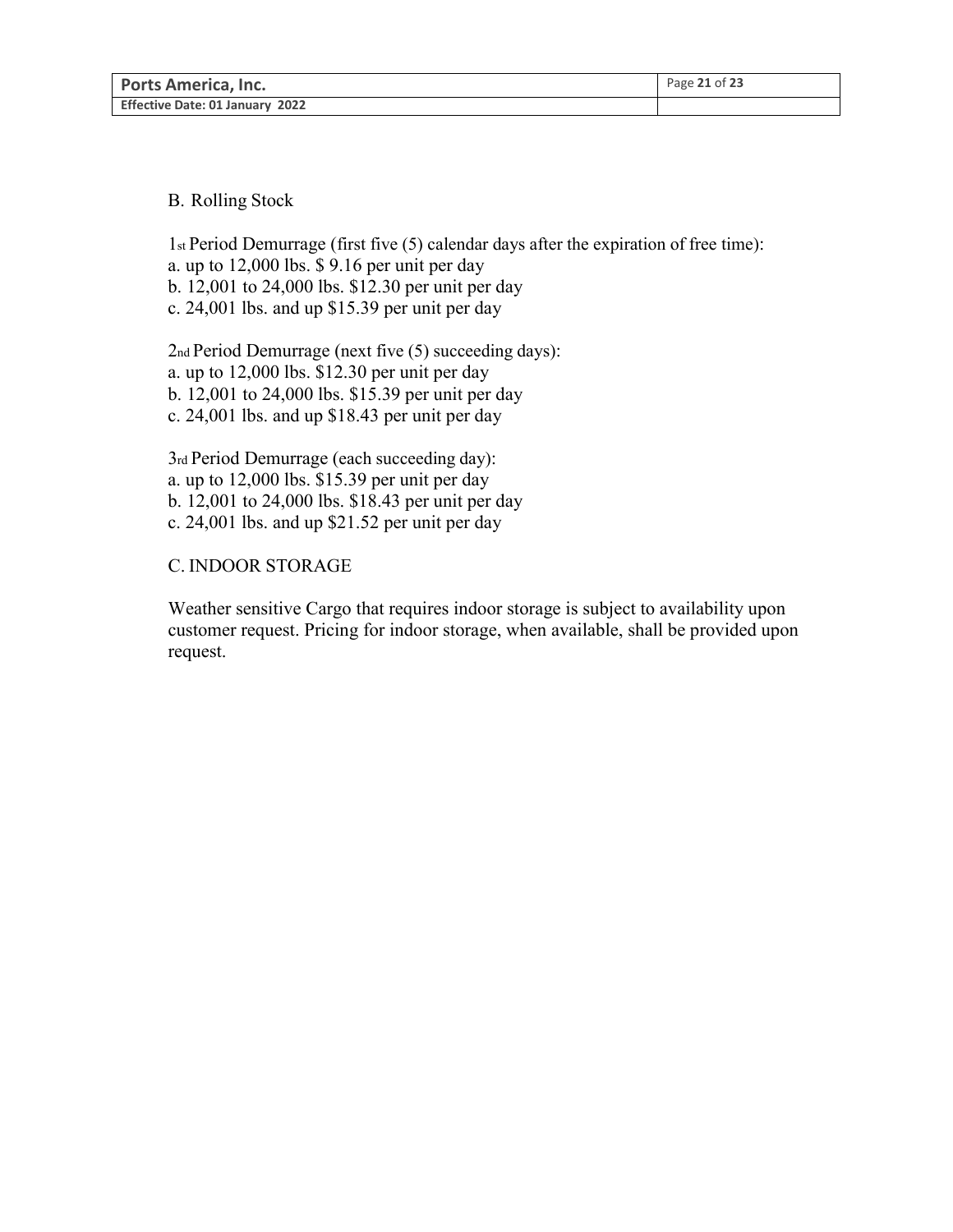B. Rolling Stock

1st Period Demurrage (first five (5) calendar days after the expiration of free time):
a. up to 12,000 lbs. $ 9.16 per unit per day
b. 12,001 to 24,000 lbs. $12.30 per unit per day
c. 24,001 lbs. and up $15.39 per unit per day

2nd Period Demurrage (next five (5) succeeding days):
a. up to 12,000 lbs. $12.30 per unit per day
b. 12,001 to 24,000 lbs. $15.39 per unit per day
c. 24,001 lbs. and up $18.43 per unit per day

3rd Period Demurrage (each succeeding day):
a. up to 12,000 lbs. $15.39 per unit per day
b. 12,001 to 24,000 lbs. $18.43 per unit per day
c. 24,001 lbs. and up $21.52 per unit per day

C. INDOOR STORAGE

Weather sensitive Cargo that requires indoor storage is subject to availability upon customer request. Pricing for indoor storage, when available, shall be provided upon request.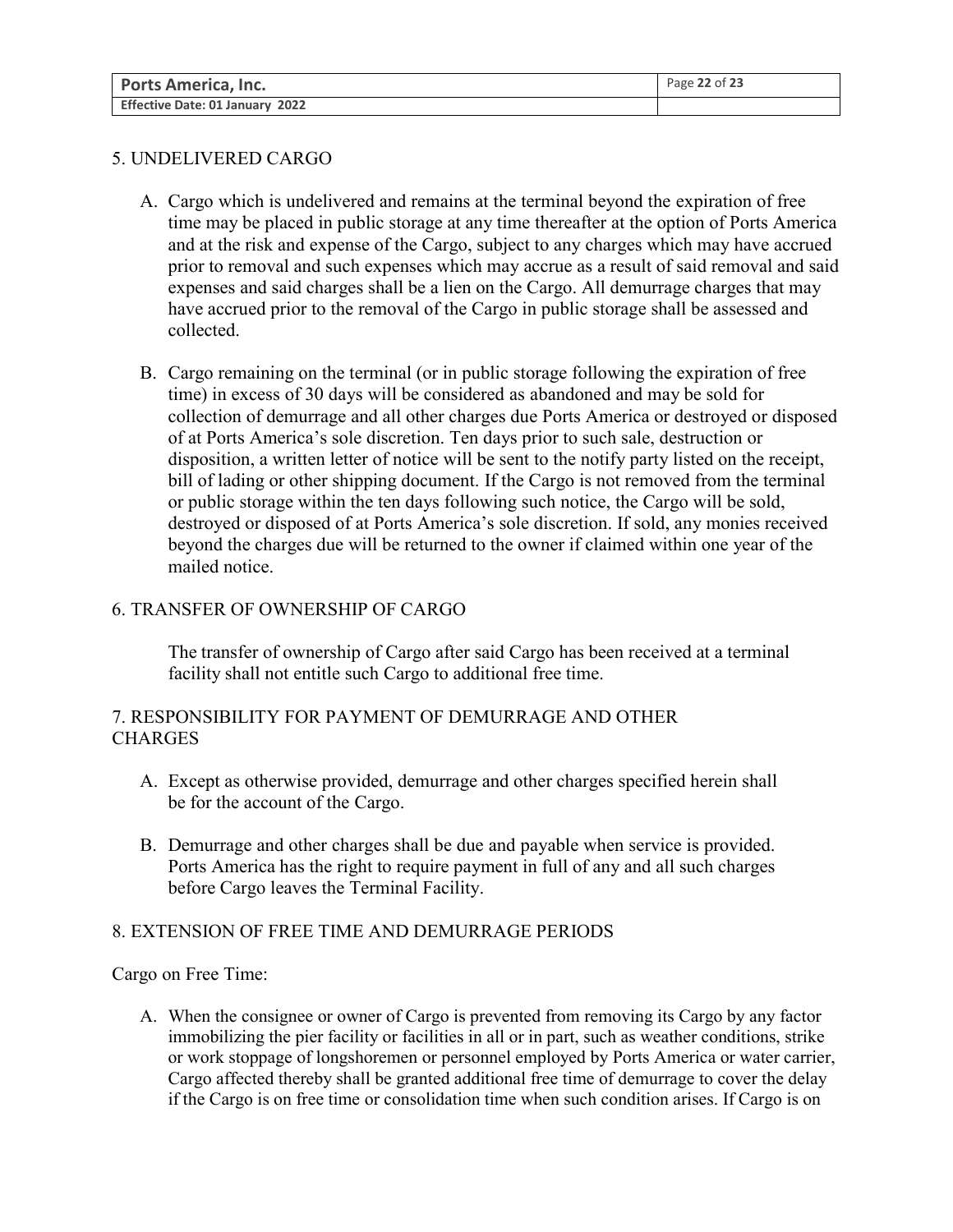## 5. UNDELIVERED CARGO

A. Cargo which is undelivered and remains at the terminal beyond the expiration of free time may be placed in public storage at any time thereafter at the option of Ports America and at the risk and expense of the Cargo, subject to any charges which may have accrued prior to removal and such expenses which may accrue as a result of said removal and said expenses and said charges shall be a lien on the Cargo. All demurrage charges that may have accrued prior to the removal of the Cargo in public storage shall be assessed and collected.

B. Cargo remaining on the terminal (or in public storage following the expiration of free time) in excess of 30 days will be considered as abandoned and may be sold for collection of demurrage and all other charges due Ports America or destroyed or disposed of at Ports America's sole discretion. Ten days prior to such sale, destruction or disposition, a written letter of notice will be sent to the notify party listed on the receipt, bill of lading or other shipping document. If the Cargo is not removed from the terminal or public storage within the ten days following such notice, the Cargo will be sold, destroyed or disposed of at Ports America's sole discretion. If sold, any monies received beyond the charges due will be returned to the owner if claimed within one year of the mailed notice.

## 6. TRANSFER OF OWNERSHIP OF CARGO

The transfer of ownership of Cargo after said Cargo has been received at a terminal facility shall not entitle such Cargo to additional free time.

## 7. RESPONSIBILITY FOR PAYMENT OF DEMURRAGE AND OTHER CHARGES

A. Except as otherwise provided, demurrage and other charges specified herein shall be for the account of the Cargo.

B. Demurrage and other charges shall be due and payable when service is provided. Ports America has the right to require payment in full of any and all such charges before Cargo leaves the Terminal Facility.

## 8. EXTENSION OF FREE TIME AND DEMURRAGE PERIODS

Cargo on Free Time:

A. When the consignee or owner of Cargo is prevented from removing its Cargo by any factor immobilizing the pier facility or facilities in all or in part, such as weather conditions, strike or work stoppage of longshoremen or personnel employed by Ports America or water carrier, Cargo affected thereby shall be granted additional free time of demurrage to cover the delay if the Cargo is on free time or consolidation time when such condition arises. If Cargo is on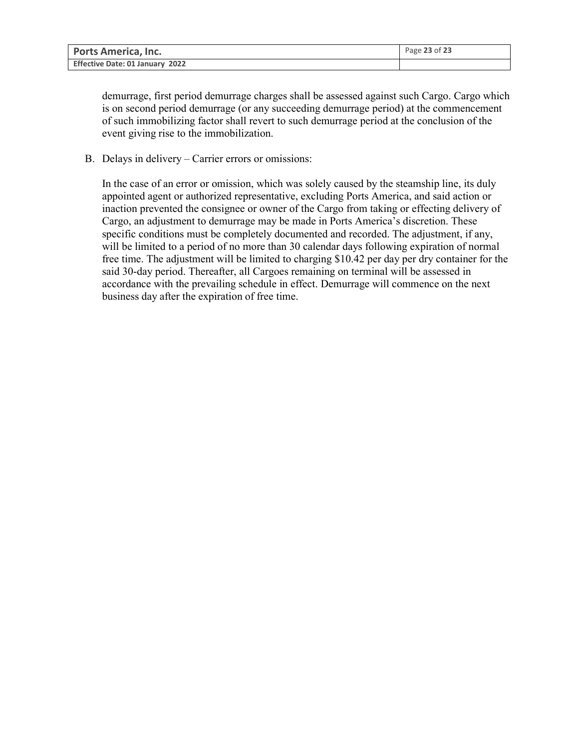demurrage, first period demurrage charges shall be assessed against such Cargo. Cargo which is on second period demurrage (or any succeeding demurrage period) at the commencement of such immobilizing factor shall revert to such demurrage period at the conclusion of the event giving rise to the immobilization.

B. Delays in delivery – Carrier errors or omissions:

In the case of an error or omission, which was solely caused by the steamship line, its duly appointed agent or authorized representative, excluding Ports America, and said action or inaction prevented the consignee or owner of the Cargo from taking or effecting delivery of Cargo, an adjustment to demurrage may be made in Ports America's discretion. These specific conditions must be completely documented and recorded. The adjustment, if any, will be limited to a period of no more than 30 calendar days following expiration of normal free time. The adjustment will be limited to charging $10.42 per day per dry container for the said 30-day period. Thereafter, all Cargoes remaining on terminal will be assessed in accordance with the prevailing schedule in effect. Demurrage will commence on the next business day after the expiration of free time.